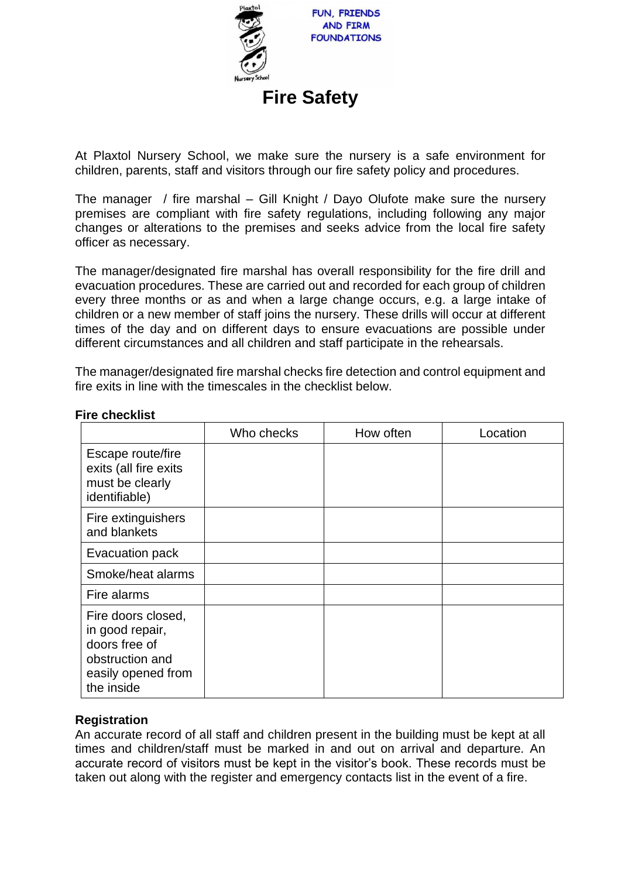FUN, FRIENDS AND FIRM FOUNDATIONS

# Fire Safety

At Plaxtol Nursery School, we make sure the nursery is a safe environment for children, parents, staff and visitors through our fire safety policy and procedures.

The manager / fire marshal – Gill Knight / Dayo Olufote make sure the nursery premises are compliant with fire safety regulations, including following any major changes or alterations to the premises and seeks advice from the local fire safety officer as necessary.

The manager/designated fire marshal has overall responsibility for the fire drill and evacuation procedures. These are carried out and recorded for each group of children every three months or as and when a large change occurs, e.g. a large intake of children or a new member of staff joins the nursery. These drills will occur at different times of the day and on different days to ensure evacuations are possible under different circumstances and all children and staff participate in the rehearsals.

The manager/designated fire marshal checks fire detection and control equipment and fire exits in line with the timescales in the checklist below.

**Fire checklist**

| | Who checks | How often | Location |
|---|---|---|---|
| Escape route/fire exits (all fire exits must be clearly identifiable) | | | |
| Fire extinguishers and blankets | | | |
| Evacuation pack | | | |
| Smoke/heat alarms | | | |
| Fire alarms | | | |
| Fire doors closed, in good repair, doors free of obstruction and easily opened from the inside | | | |

**Registration**

An accurate record of all staff and children present in the building must be kept at all times and children/staff must be marked in and out on arrival and departure. An accurate record of visitors must be kept in the visitor's book. These records must be taken out along with the register and emergency contacts list in the event of a fire.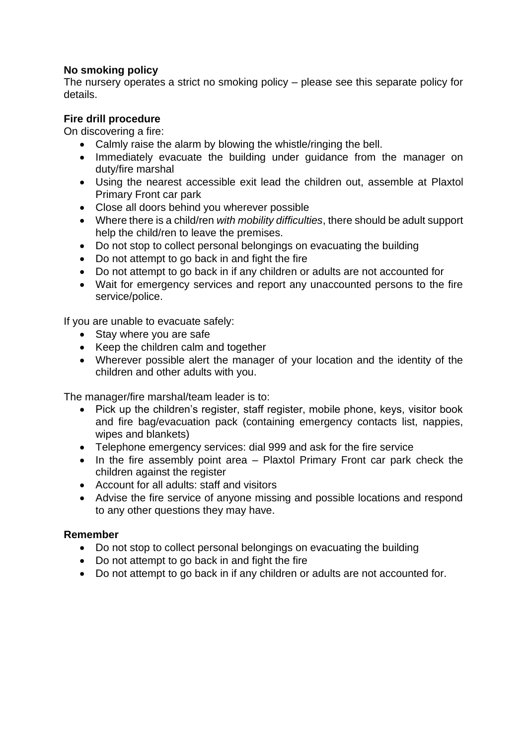**No smoking policy**

The nursery operates a strict no smoking policy – please see this separate policy for details.

**Fire drill procedure**

On discovering a fire:

- Calmly raise the alarm by blowing the whistle/ringing the bell.
- Immediately evacuate the building under guidance from the manager on duty/fire marshal
- Using the nearest accessible exit lead the children out, assemble at Plaxtol Primary Front car park
- Close all doors behind you wherever possible
- Where there is a child/ren *with mobility difficulties*, there should be adult support help the child/ren to leave the premises.
- Do not stop to collect personal belongings on evacuating the building
- Do not attempt to go back in and fight the fire
- Do not attempt to go back in if any children or adults are not accounted for
- Wait for emergency services and report any unaccounted persons to the fire service/police.

If you are unable to evacuate safely:

- Stay where you are safe
- Keep the children calm and together
- Wherever possible alert the manager of your location and the identity of the children and other adults with you.

The manager/fire marshal/team leader is to:

- Pick up the children's register, staff register, mobile phone, keys, visitor book and fire bag/evacuation pack (containing emergency contacts list, nappies, wipes and blankets)
- Telephone emergency services: dial 999 and ask for the fire service
- In the fire assembly point area – Plaxtol Primary Front car park check the children against the register
- Account for all adults: staff and visitors
- Advise the fire service of anyone missing and possible locations and respond to any other questions they may have.

**Remember**

- Do not stop to collect personal belongings on evacuating the building
- Do not attempt to go back in and fight the fire
- Do not attempt to go back in if any children or adults are not accounted for.